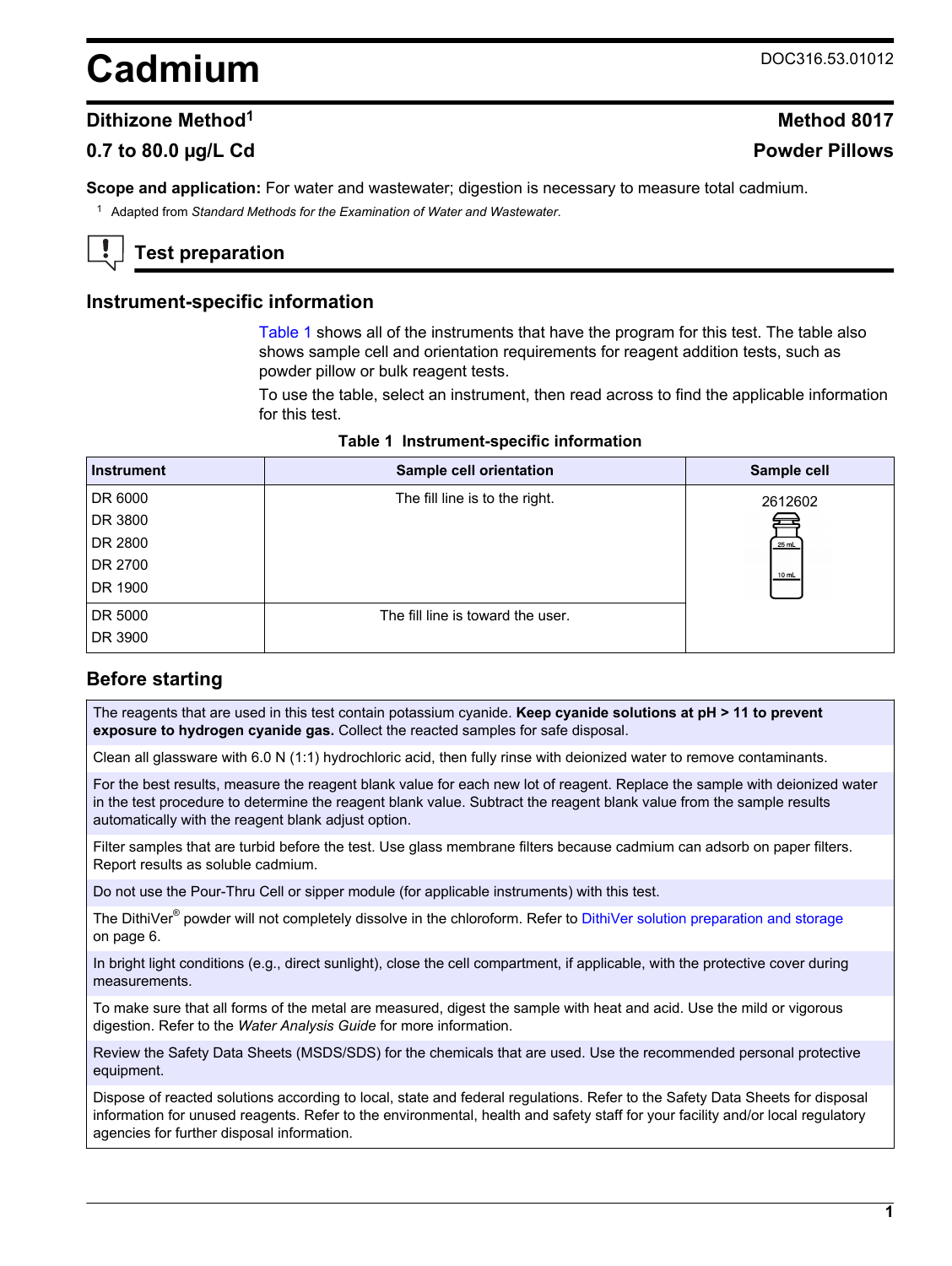# Cadmium

DOC316.53.01012

## Dithizone Method[1]

**Method 8017**

**0.7 to 80.0 µg/L Cd**

**Powder Pillows**

**Scope and application:** For water and wastewater; digestion is necessary to measure total cadmium.

[1] Adapted from *Standard Methods for the Examination of Water and Wastewater.*

## Test preparation

### Instrument-specific information

Table 1 shows all of the instruments that have the program for this test. The table also shows sample cell and orientation requirements for reagent addition tests, such as powder pillow or bulk reagent tests.

To use the table, select an instrument, then read across to find the applicable information for this test.

**Table 1 Instrument-specific information**

| Instrument | Sample cell orientation | Sample cell |
|---|---|---|
| DR 6000<br>DR 3800<br>DR 2800<br>DR 2700<br>DR 1900 | The fill line is to the right. | 2612602 |
| DR 5000<br>DR 3900 | The fill line is toward the user. | |

### Before starting

The reagents that are used in this test contain potassium cyanide. **Keep cyanide solutions at pH > 11 to prevent exposure to hydrogen cyanide gas.** Collect the reacted samples for safe disposal.

Clean all glassware with 6.0 N (1:1) hydrochloric acid, then fully rinse with deionized water to remove contaminants.

For the best results, measure the reagent blank value for each new lot of reagent. Replace the sample with deionized water in the test procedure to determine the reagent blank value. Subtract the reagent blank value from the sample results automatically with the reagent blank adjust option.

Filter samples that are turbid before the test. Use glass membrane filters because cadmium can adsorb on paper filters. Report results as soluble cadmium.

Do not use the Pour-Thru Cell or sipper module (for applicable instruments) with this test.

The DithiVer® powder will not completely dissolve in the chloroform. Refer to DithiVer solution preparation and storage on page 6.

In bright light conditions (e.g., direct sunlight), close the cell compartment, if applicable, with the protective cover during measurements.

To make sure that all forms of the metal are measured, digest the sample with heat and acid. Use the mild or vigorous digestion. Refer to the *Water Analysis Guide* for more information.

Review the Safety Data Sheets (MSDS/SDS) for the chemicals that are used. Use the recommended personal protective equipment.

Dispose of reacted solutions according to local, state and federal regulations. Refer to the Safety Data Sheets for disposal information for unused reagents. Refer to the environmental, health and safety staff for your facility and/or local regulatory agencies for further disposal information.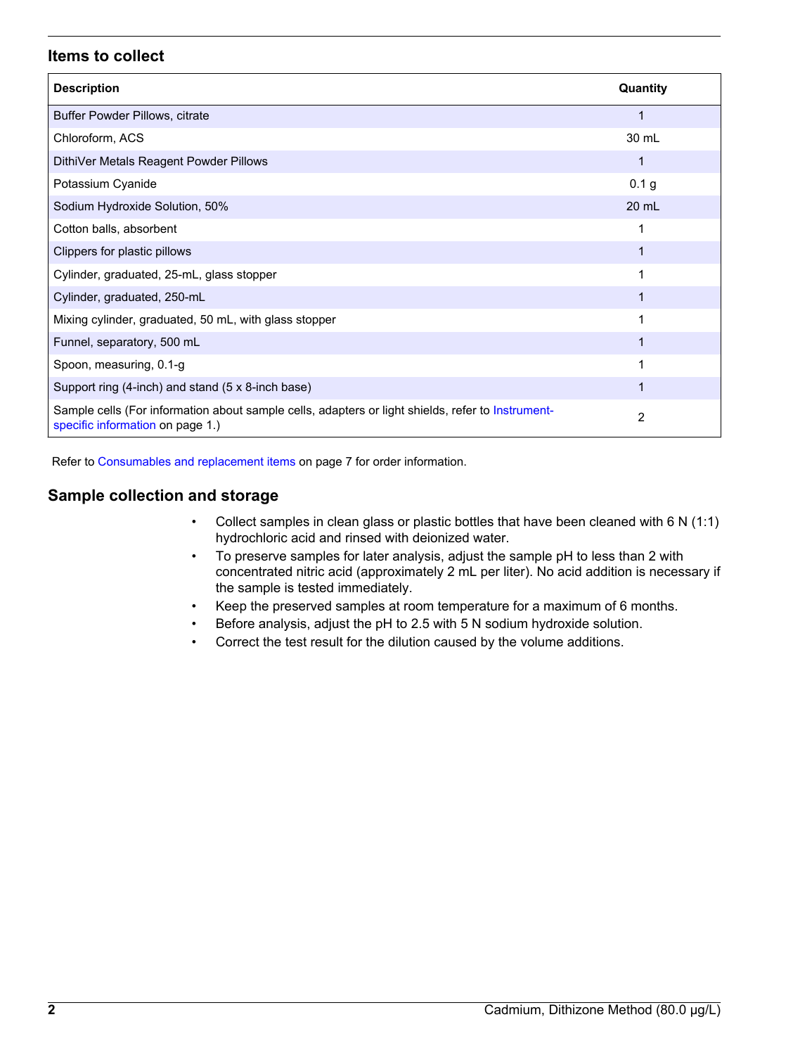## Items to collect

| Description | Quantity |
|---|---|
| Buffer Powder Pillows, citrate | 1 |
| Chloroform, ACS | 30 mL |
| DithiVer Metals Reagent Powder Pillows | 1 |
| Potassium Cyanide | 0.1 g |
| Sodium Hydroxide Solution, 50% | 20 mL |
| Cotton balls, absorbent | 1 |
| Clippers for plastic pillows | 1 |
| Cylinder, graduated, 25-mL, glass stopper | 1 |
| Cylinder, graduated, 250-mL | 1 |
| Mixing cylinder, graduated, 50 mL, with glass stopper | 1 |
| Funnel, separatory, 500 mL | 1 |
| Spoon, measuring, 0.1-g | 1 |
| Support ring (4-inch) and stand (5 x 8-inch base) | 1 |
| Sample cells (For information about sample cells, adapters or light shields, refer to Instrument-specific information on page 1.) | 2 |

Refer to Consumables and replacement items on page 7 for order information.

## Sample collection and storage

- Collect samples in clean glass or plastic bottles that have been cleaned with 6 N (1:1) hydrochloric acid and rinsed with deionized water.
- To preserve samples for later analysis, adjust the sample pH to less than 2 with concentrated nitric acid (approximately 2 mL per liter). No acid addition is necessary if the sample is tested immediately.
- Keep the preserved samples at room temperature for a maximum of 6 months.
- Before analysis, adjust the pH to 2.5 with 5 N sodium hydroxide solution.
- Correct the test result for the dilution caused by the volume additions.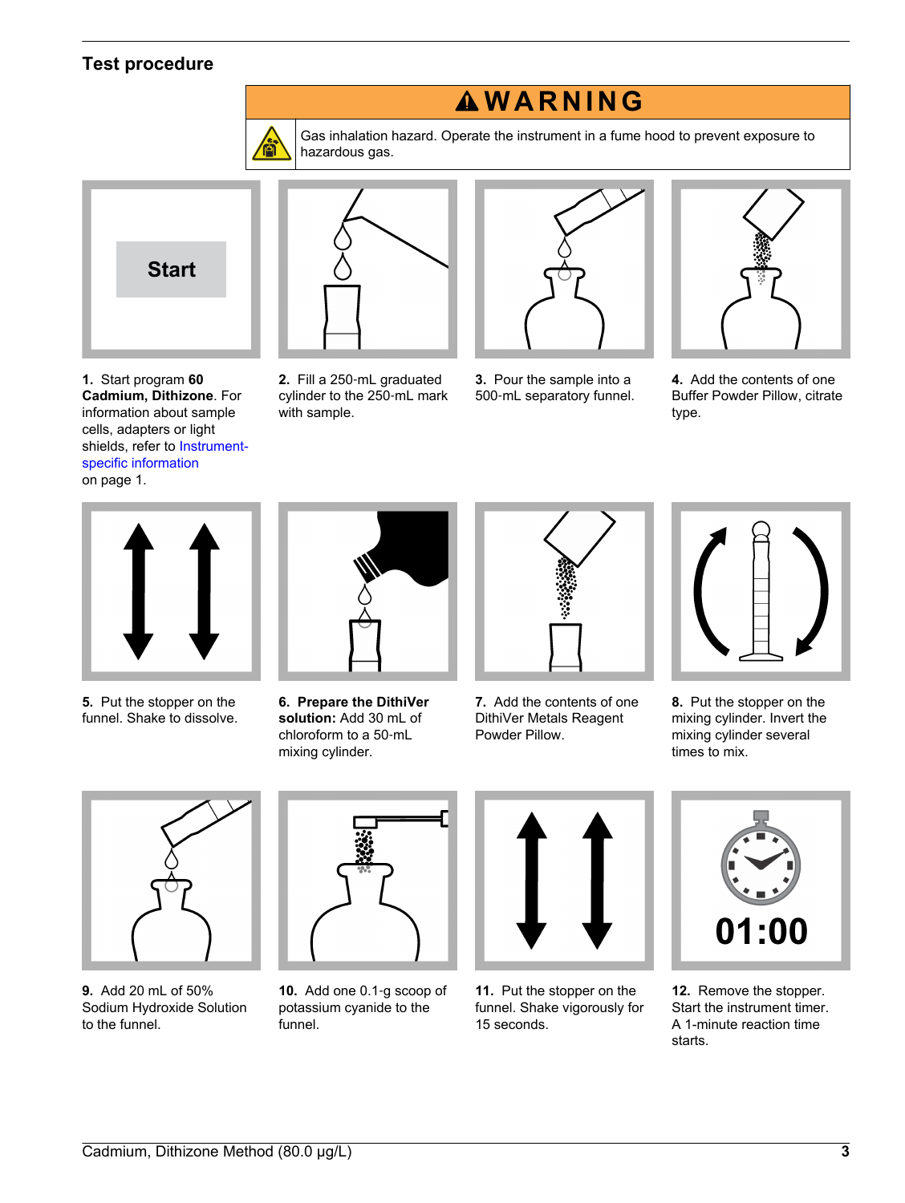## Test procedure

**⚠ WARNING**

Gas inhalation hazard. Operate the instrument in a fume hood to prevent exposure to hazardous gas.

**1.** Start program **60 Cadmium, Dithizone**. For information about sample cells, adapters or light shields, refer to Instrument-specific information on page 1.

**2.** Fill a 250-mL graduated cylinder to the 250-mL mark with sample.

**3.** Pour the sample into a 500-mL separatory funnel.

**4.** Add the contents of one Buffer Powder Pillow, citrate type.

**5.** Put the stopper on the funnel. Shake to dissolve.

**6. Prepare the DithiVer solution:** Add 30 mL of chloroform to a 50-mL mixing cylinder.

**7.** Add the contents of one DithiVer Metals Reagent Powder Pillow.

**8.** Put the stopper on the mixing cylinder. Invert the mixing cylinder several times to mix.

**9.** Add 20 mL of 50% Sodium Hydroxide Solution to the funnel.

**10.** Add one 0.1-g scoop of potassium cyanide to the funnel.

**11.** Put the stopper on the funnel. Shake vigorously for 15 seconds.

**12.** Remove the stopper. Start the instrument timer. A 1-minute reaction time starts.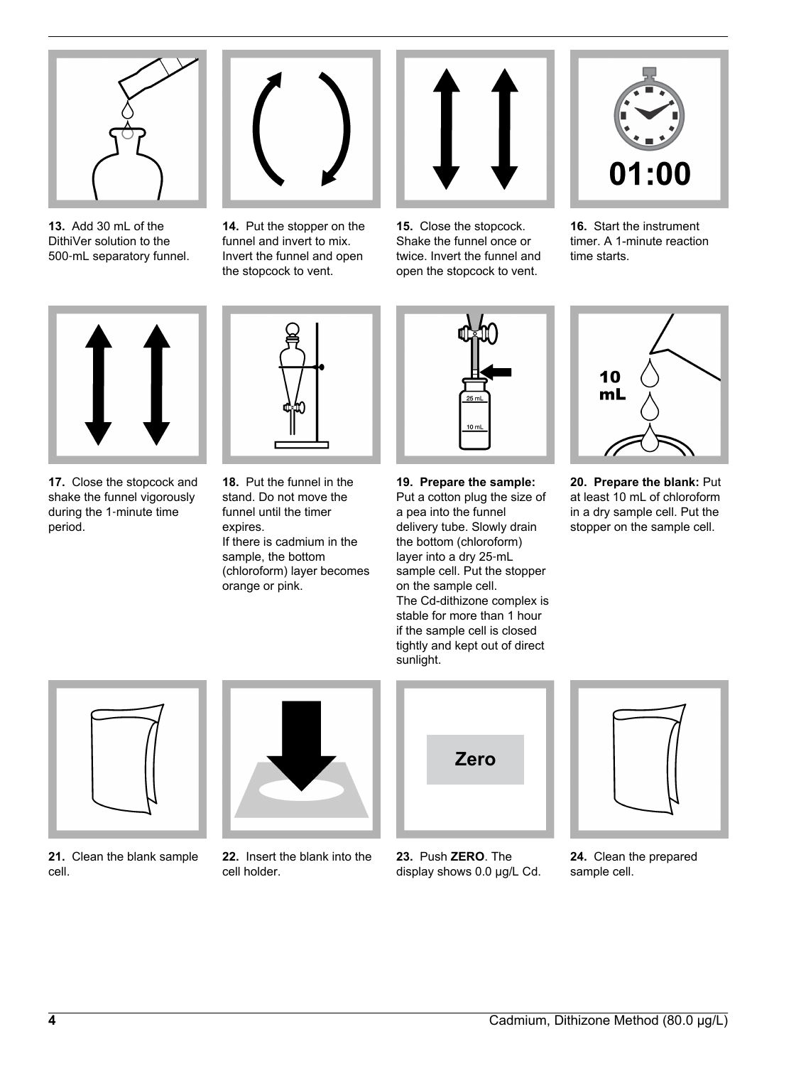13. Add 30 mL of the DithiVer solution to the 500-mL separatory funnel.

14. Put the stopper on the funnel and invert to mix. Invert the funnel and open the stopcock to vent.

15. Close the stopcock. Shake the funnel once or twice. Invert the funnel and open the stopcock to vent.

16. Start the instrument timer. A 1-minute reaction time starts.

17. Close the stopcock and shake the funnel vigorously during the 1-minute time period.

18. Put the funnel in the stand. Do not move the funnel until the timer expires.
If there is cadmium in the sample, the bottom (chloroform) layer becomes orange or pink.

19. **Prepare the sample:** Put a cotton plug the size of a pea into the funnel delivery tube. Slowly drain the bottom (chloroform) layer into a dry 25-mL sample cell. Put the stopper on the sample cell.
The Cd-dithizone complex is stable for more than 1 hour if the sample cell is closed tightly and kept out of direct sunlight.

20. **Prepare the blank:** Put at least 10 mL of chloroform in a dry sample cell. Put the stopper on the sample cell.

21. Clean the blank sample cell.

22. Insert the blank into the cell holder.

23. Push **ZERO**. The display shows 0.0 µg/L Cd.

24. Clean the prepared sample cell.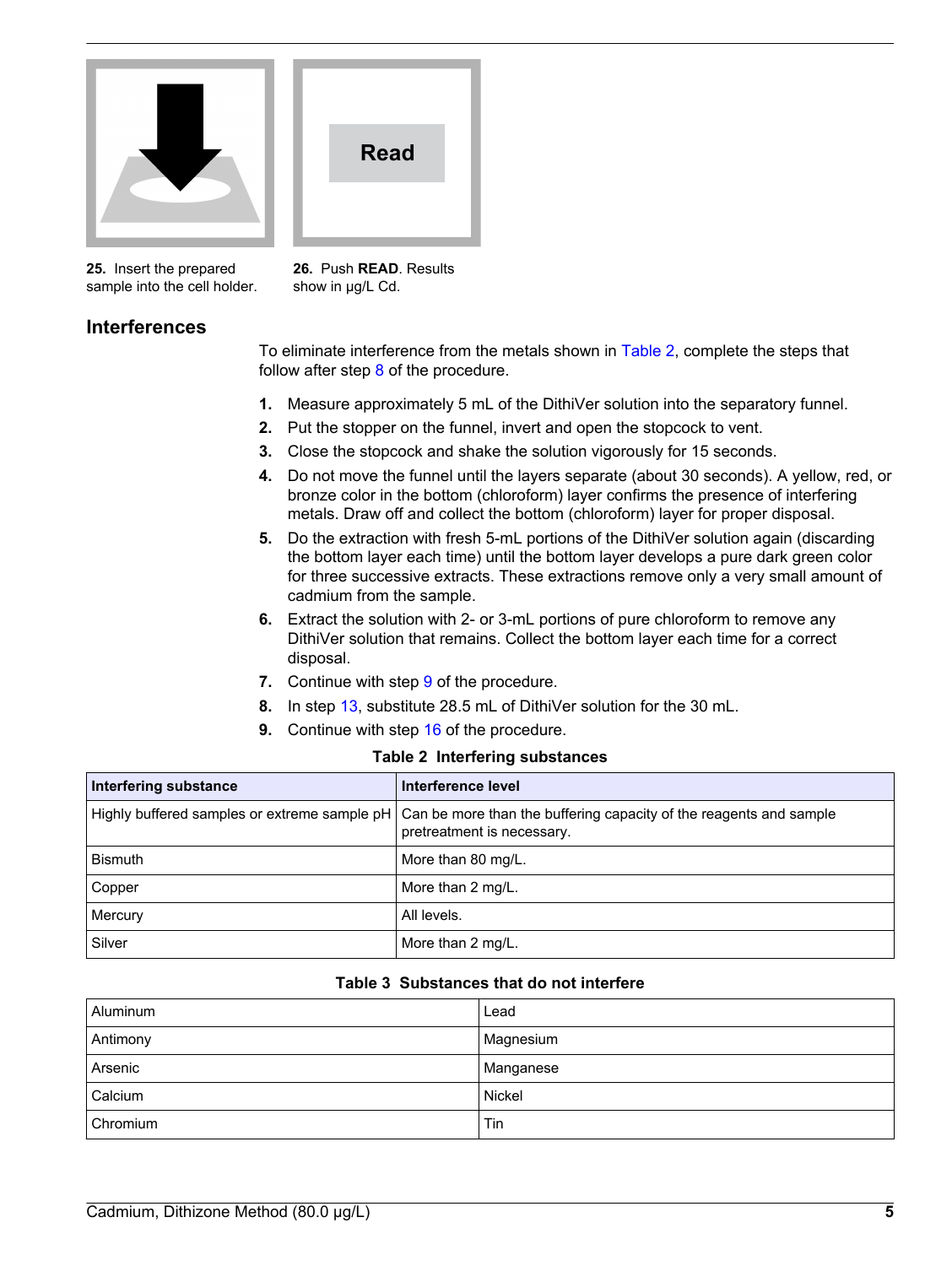**25.** Insert the prepared sample into the cell holder.

**26.** Push **READ**. Results show in µg/L Cd.

## Interferences

To eliminate interference from the metals shown in Table 2, complete the steps that follow after step 8 of the procedure.

1. Measure approximately 5 mL of the DithiVer solution into the separatory funnel.
2. Put the stopper on the funnel, invert and open the stopcock to vent.
3. Close the stopcock and shake the solution vigorously for 15 seconds.
4. Do not move the funnel until the layers separate (about 30 seconds). A yellow, red, or bronze color in the bottom (chloroform) layer confirms the presence of interfering metals. Draw off and collect the bottom (chloroform) layer for proper disposal.
5. Do the extraction with fresh 5-mL portions of the DithiVer solution again (discarding the bottom layer each time) until the bottom layer develops a pure dark green color for three successive extracts. These extractions remove only a very small amount of cadmium from the sample.
6. Extract the solution with 2- or 3-mL portions of pure chloroform to remove any DithiVer solution that remains. Collect the bottom layer each time for a correct disposal.
7. Continue with step 9 of the procedure.
8. In step 13, substitute 28.5 mL of DithiVer solution for the 30 mL.
9. Continue with step 16 of the procedure.

**Table 2 Interfering substances**

| Interfering substance | Interference level |
|---|---|
| Highly buffered samples or extreme sample pH | Can be more than the buffering capacity of the reagents and sample pretreatment is necessary. |
| Bismuth | More than 80 mg/L. |
| Copper | More than 2 mg/L. |
| Mercury | All levels. |
| Silver | More than 2 mg/L. |

**Table 3 Substances that do not interfere**

| | |
|---|---|
| Aluminum | Lead |
| Antimony | Magnesium |
| Arsenic | Manganese |
| Calcium | Nickel |
| Chromium | Tin |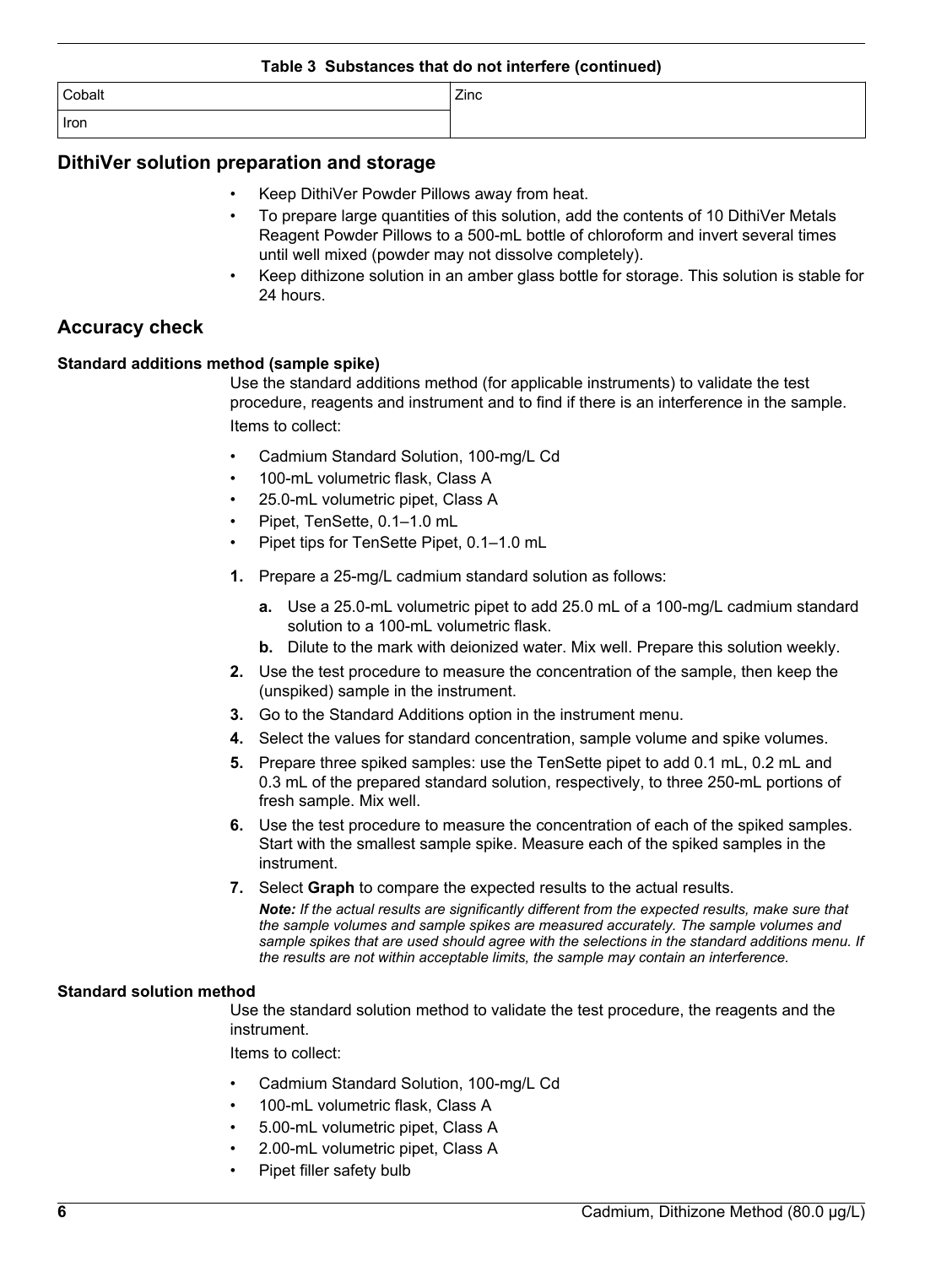**Table 3 Substances that do not interfere (continued)**

| | |
|---|---|
| Cobalt | Zinc |
| Iron | |

## DithiVer solution preparation and storage

- Keep DithiVer Powder Pillows away from heat.
- To prepare large quantities of this solution, add the contents of 10 DithiVer Metals Reagent Powder Pillows to a 500-mL bottle of chloroform and invert several times until well mixed (powder may not dissolve completely).
- Keep dithizone solution in an amber glass bottle for storage. This solution is stable for 24 hours.

## Accuracy check

### Standard additions method (sample spike)

Use the standard additions method (for applicable instruments) to validate the test procedure, reagents and instrument and to find if there is an interference in the sample.

Items to collect:

- Cadmium Standard Solution, 100-mg/L Cd
- 100-mL volumetric flask, Class A
- 25.0-mL volumetric pipet, Class A
- Pipet, TenSette, 0.1–1.0 mL
- Pipet tips for TenSette Pipet, 0.1–1.0 mL

1. Prepare a 25-mg/L cadmium standard solution as follows:
   a. Use a 25.0-mL volumetric pipet to add 25.0 mL of a 100-mg/L cadmium standard solution to a 100-mL volumetric flask.
   b. Dilute to the mark with deionized water. Mix well. Prepare this solution weekly.
2. Use the test procedure to measure the concentration of the sample, then keep the (unspiked) sample in the instrument.
3. Go to the Standard Additions option in the instrument menu.
4. Select the values for standard concentration, sample volume and spike volumes.
5. Prepare three spiked samples: use the TenSette pipet to add 0.1 mL, 0.2 mL and 0.3 mL of the prepared standard solution, respectively, to three 250-mL portions of fresh sample. Mix well.
6. Use the test procedure to measure the concentration of each of the spiked samples. Start with the smallest sample spike. Measure each of the spiked samples in the instrument.
7. Select **Graph** to compare the expected results to the actual results.

   ***Note:*** *If the actual results are significantly different from the expected results, make sure that the sample volumes and sample spikes are measured accurately. The sample volumes and sample spikes that are used should agree with the selections in the standard additions menu. If the results are not within acceptable limits, the sample may contain an interference.*

### Standard solution method

Use the standard solution method to validate the test procedure, the reagents and the instrument.

Items to collect:

- Cadmium Standard Solution, 100-mg/L Cd
- 100-mL volumetric flask, Class A
- 5.00-mL volumetric pipet, Class A
- 2.00-mL volumetric pipet, Class A
- Pipet filler safety bulb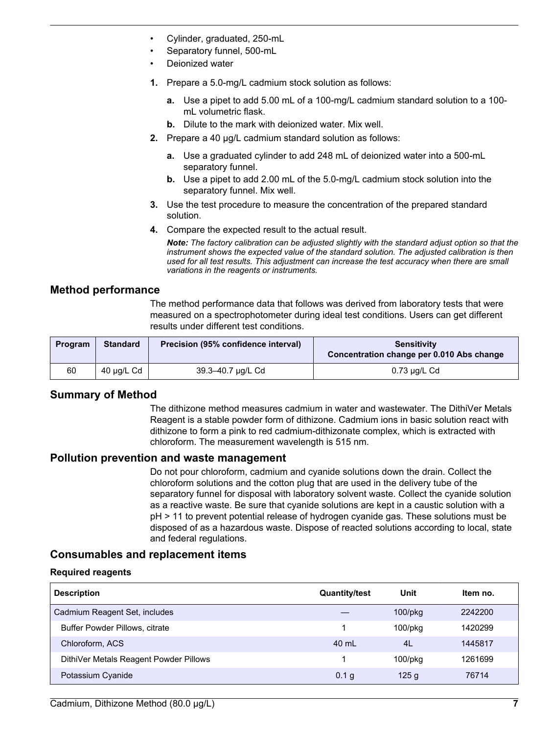- Cylinder, graduated, 250-mL
- Separatory funnel, 500-mL
- Deionized water

1. Prepare a 5.0-mg/L cadmium stock solution as follows:
   a. Use a pipet to add 5.00 mL of a 100-mg/L cadmium standard solution to a 100-mL volumetric flask.
   b. Dilute to the mark with deionized water. Mix well.
2. Prepare a 40 µg/L cadmium standard solution as follows:
   a. Use a graduated cylinder to add 248 mL of deionized water into a 500-mL separatory funnel.
   b. Use a pipet to add 2.00 mL of the 5.0-mg/L cadmium stock solution into the separatory funnel. Mix well.
3. Use the test procedure to measure the concentration of the prepared standard solution.
4. Compare the expected result to the actual result.

   ***Note:*** *The factory calibration can be adjusted slightly with the standard adjust option so that the instrument shows the expected value of the standard solution. The adjusted calibration is then used for all test results. This adjustment can increase the test accuracy when there are small variations in the reagents or instruments.*

## Method performance

The method performance data that follows was derived from laboratory tests that were measured on a spectrophotometer during ideal test conditions. Users can get different results under different test conditions.

| Program | Standard | Precision (95% confidence interval) | Sensitivity Concentration change per 0.010 Abs change |
|---|---|---|---|
| 60 | 40 µg/L Cd | 39.3–40.7 µg/L Cd | 0.73 µg/L Cd |

## Summary of Method

The dithizone method measures cadmium in water and wastewater. The DithiVer Metals Reagent is a stable powder form of dithizone. Cadmium ions in basic solution react with dithizone to form a pink to red cadmium-dithizonate complex, which is extracted with chloroform. The measurement wavelength is 515 nm.

## Pollution prevention and waste management

Do not pour chloroform, cadmium and cyanide solutions down the drain. Collect the chloroform solutions and the cotton plug that are used in the delivery tube of the separatory funnel for disposal with laboratory solvent waste. Collect the cyanide solution as a reactive waste. Be sure that cyanide solutions are kept in a caustic solution with a pH > 11 to prevent potential release of hydrogen cyanide gas. These solutions must be disposed of as a hazardous waste. Dispose of reacted solutions according to local, state and federal regulations.

## Consumables and replacement items

### Required reagents

| Description | Quantity/test | Unit | Item no. |
|---|---|---|---|
| Cadmium Reagent Set, includes | — | 100/pkg | 2242200 |
| Buffer Powder Pillows, citrate | 1 | 100/pkg | 1420299 |
| Chloroform, ACS | 40 mL | 4L | 1445817 |
| DithiVer Metals Reagent Powder Pillows | 1 | 100/pkg | 1261699 |
| Potassium Cyanide | 0.1 g | 125 g | 76714 |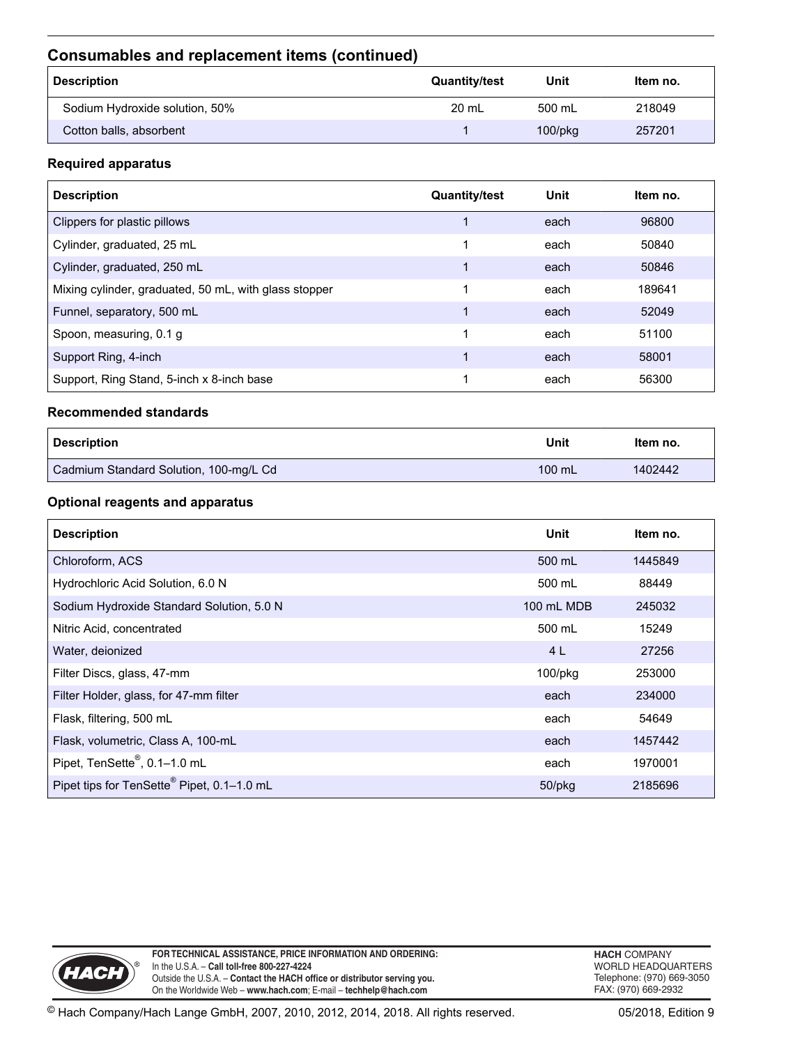## Consumables and replacement items (continued)

| Description | Quantity/test | Unit | Item no. |
|---|---|---|---|
| Sodium Hydroxide solution, 50% | 20 mL | 500 mL | 218049 |
| Cotton balls, absorbent | 1 | 100/pkg | 257201 |

### Required apparatus

| Description | Quantity/test | Unit | Item no. |
|---|---|---|---|
| Clippers for plastic pillows | 1 | each | 96800 |
| Cylinder, graduated, 25 mL | 1 | each | 50840 |
| Cylinder, graduated, 250 mL | 1 | each | 50846 |
| Mixing cylinder, graduated, 50 mL, with glass stopper | 1 | each | 189641 |
| Funnel, separatory, 500 mL | 1 | each | 52049 |
| Spoon, measuring, 0.1 g | 1 | each | 51100 |
| Support Ring, 4-inch | 1 | each | 58001 |
| Support, Ring Stand, 5-inch x 8-inch base | 1 | each | 56300 |

### Recommended standards

| Description | Unit | Item no. |
|---|---|---|
| Cadmium Standard Solution, 100-mg/L Cd | 100 mL | 1402442 |

### Optional reagents and apparatus

| Description | Unit | Item no. |
|---|---|---|
| Chloroform, ACS | 500 mL | 1445849 |
| Hydrochloric Acid Solution, 6.0 N | 500 mL | 88449 |
| Sodium Hydroxide Standard Solution, 5.0 N | 100 mL MDB | 245032 |
| Nitric Acid, concentrated | 500 mL | 15249 |
| Water, deionized | 4 L | 27256 |
| Filter Discs, glass, 47-mm | 100/pkg | 253000 |
| Filter Holder, glass, for 47-mm filter | each | 234000 |
| Flask, filtering, 500 mL | each | 54649 |
| Flask, volumetric, Class A, 100-mL | each | 1457442 |
| Pipet, TenSette®, 0.1–1.0 mL | each | 1970001 |
| Pipet tips for TenSette® Pipet, 0.1–1.0 mL | 50/pkg | 2185696 |

**FOR TECHNICAL ASSISTANCE, PRICE INFORMATION AND ORDERING:**
In the U.S.A. – **Call toll-free 800-227-4224**
Outside the U.S.A. – **Contact the HACH office or distributor serving you.**
On the Worldwide Web – **www.hach.com**; E-mail – **techhelp@hach.com**

**HACH** COMPANY
WORLD HEADQUARTERS
Telephone: (970) 669-3050
FAX: (970) 669-2932

© Hach Company/Hach Lange GmbH, 2007, 2010, 2012, 2014, 2018. All rights reserved. 05/2018, Edition 9